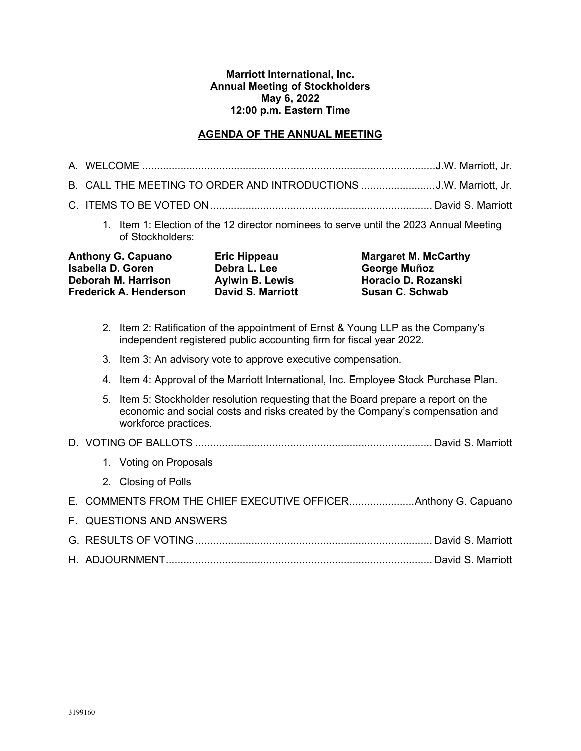**Marriott International, Inc.**
**Annual Meeting of Stockholders**
**May 6, 2022**
**12:00 p.m. Eastern Time**

## AGENDA OF THE ANNUAL MEETING

A. WELCOME .................................................................................................... J.W. Marriott, Jr.

B. CALL THE MEETING TO ORDER AND INTRODUCTIONS .......................... J.W. Marriott, Jr.

C. ITEMS TO BE VOTED ON .......................................................................... David S. Marriott

1. Item 1: Election of the 12 director nominees to serve until the 2023 Annual Meeting of Stockholders:

**Anthony G. Capuano**
**Isabella D. Goren**
**Deborah M. Harrison**
**Frederick A. Henderson**
**Eric Hippeau**
**Debra L. Lee**
**Aylwin B. Lewis**
**David S. Marriott**
**Margaret M. McCarthy**
**George Muñoz**
**Horacio D. Rozanski**
**Susan C. Schwab**

2. Item 2: Ratification of the appointment of Ernst & Young LLP as the Company's independent registered public accounting firm for fiscal year 2022.

3. Item 3: An advisory vote to approve executive compensation.

4. Item 4: Approval of the Marriott International, Inc. Employee Stock Purchase Plan.

5. Item 5: Stockholder resolution requesting that the Board prepare a report on the economic and social costs and risks created by the Company's compensation and workforce practices.

D. VOTING OF BALLOTS ................................................................................ David S. Marriott

1. Voting on Proposals
2. Closing of Polls

E. COMMENTS FROM THE CHIEF EXECUTIVE OFFICER ...................... Anthony G. Capuano

F. QUESTIONS AND ANSWERS

G. RESULTS OF VOTING ................................................................................ David S. Marriott

H. ADJOURNMENT .......................................................................................... David S. Marriott

3199160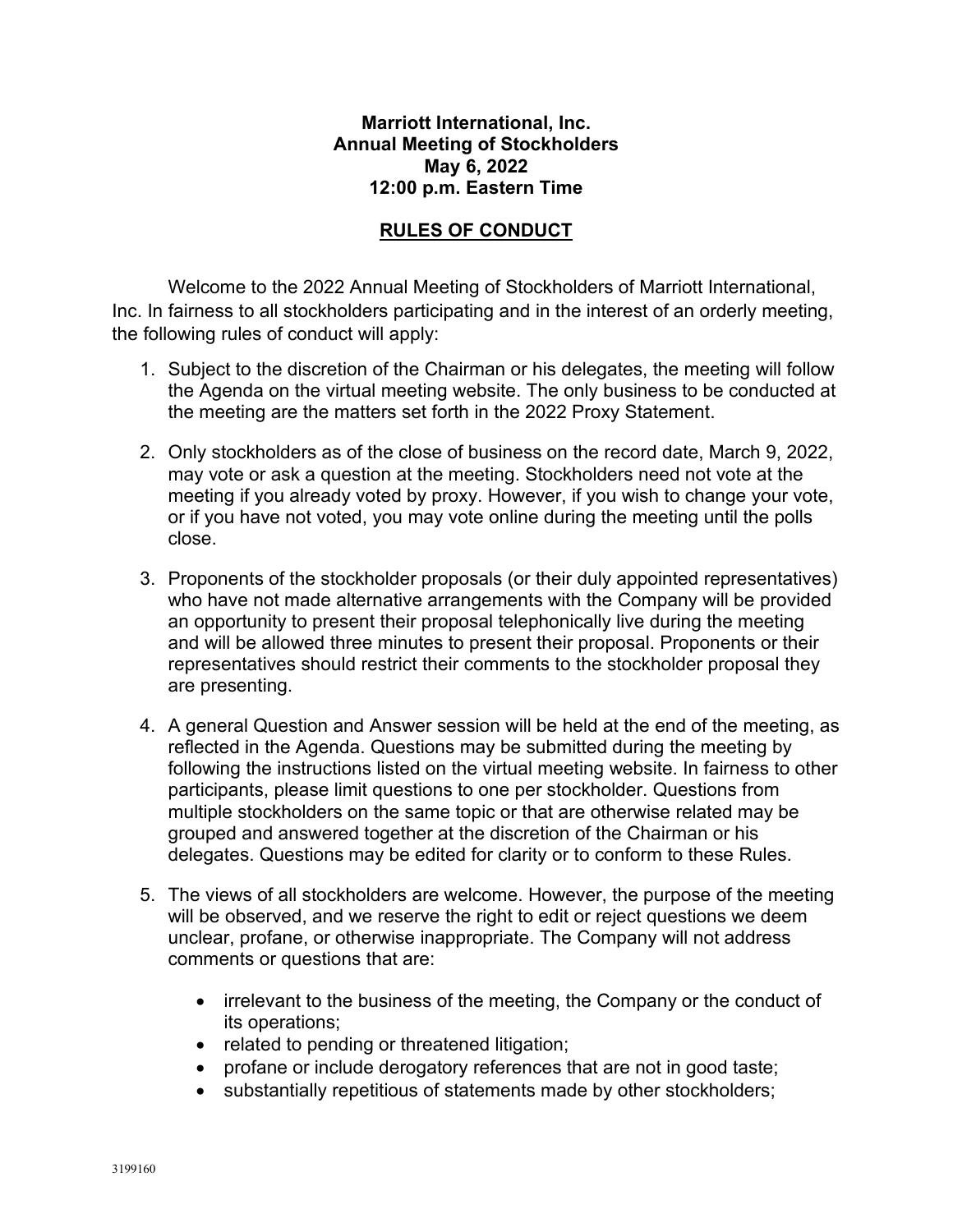**Marriott International, Inc.**
**Annual Meeting of Stockholders**
**May 6, 2022**
**12:00 p.m. Eastern Time**

**RULES OF CONDUCT**

Welcome to the 2022 Annual Meeting of Stockholders of Marriott International, Inc. In fairness to all stockholders participating and in the interest of an orderly meeting, the following rules of conduct will apply:

1. Subject to the discretion of the Chairman or his delegates, the meeting will follow the Agenda on the virtual meeting website. The only business to be conducted at the meeting are the matters set forth in the 2022 Proxy Statement.

2. Only stockholders as of the close of business on the record date, March 9, 2022, may vote or ask a question at the meeting. Stockholders need not vote at the meeting if you already voted by proxy. However, if you wish to change your vote, or if you have not voted, you may vote online during the meeting until the polls close.

3. Proponents of the stockholder proposals (or their duly appointed representatives) who have not made alternative arrangements with the Company will be provided an opportunity to present their proposal telephonically live during the meeting and will be allowed three minutes to present their proposal. Proponents or their representatives should restrict their comments to the stockholder proposal they are presenting.

4. A general Question and Answer session will be held at the end of the meeting, as reflected in the Agenda. Questions may be submitted during the meeting by following the instructions listed on the virtual meeting website. In fairness to other participants, please limit questions to one per stockholder. Questions from multiple stockholders on the same topic or that are otherwise related may be grouped and answered together at the discretion of the Chairman or his delegates. Questions may be edited for clarity or to conform to these Rules.

5. The views of all stockholders are welcome. However, the purpose of the meeting will be observed, and we reserve the right to edit or reject questions we deem unclear, profane, or otherwise inappropriate. The Company will not address comments or questions that are:

   - irrelevant to the business of the meeting, the Company or the conduct of its operations;
   - related to pending or threatened litigation;
   - profane or include derogatory references that are not in good taste;
   - substantially repetitious of statements made by other stockholders;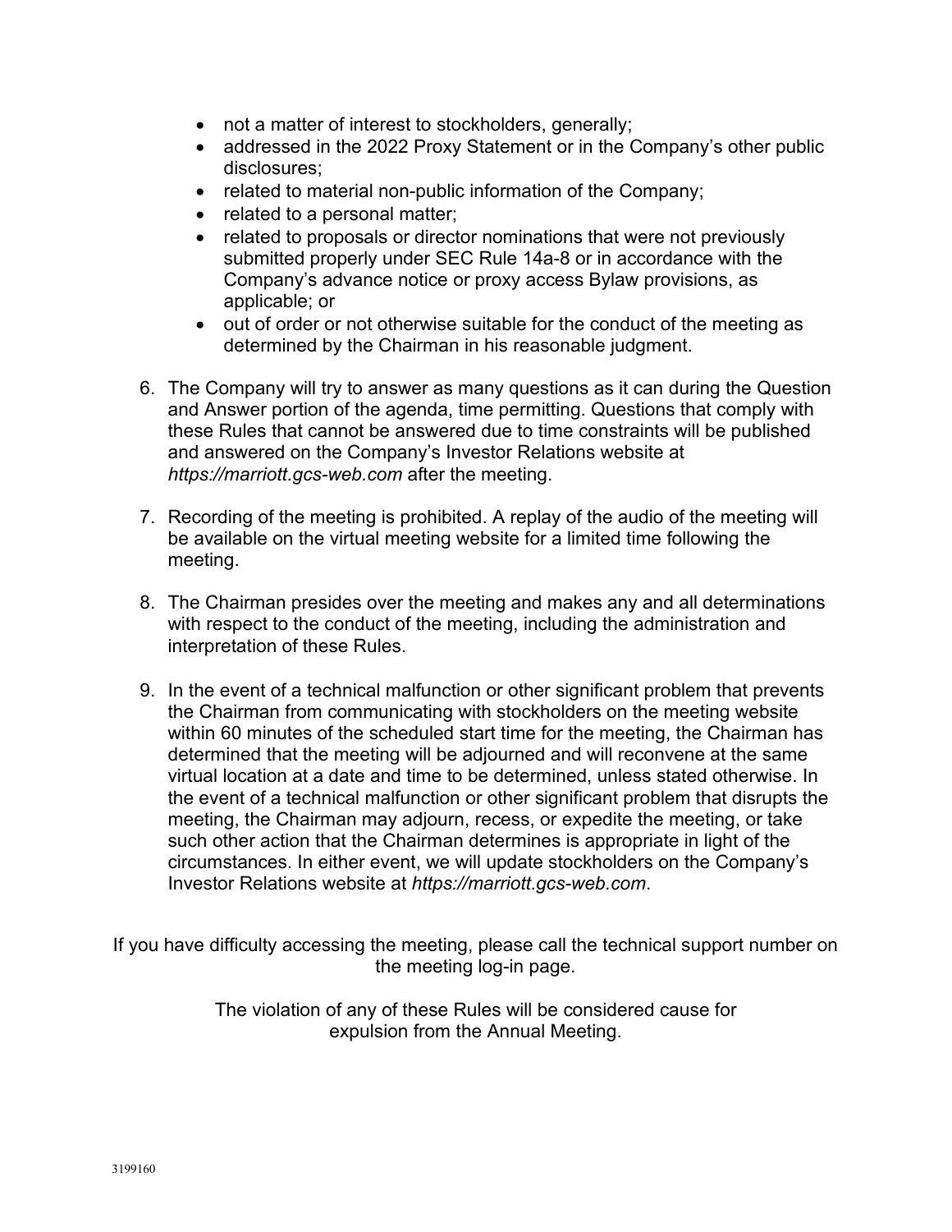- not a matter of interest to stockholders, generally;
- addressed in the 2022 Proxy Statement or in the Company's other public disclosures;
- related to material non-public information of the Company;
- related to a personal matter;
- related to proposals or director nominations that were not previously submitted properly under SEC Rule 14a-8 or in accordance with the Company's advance notice or proxy access Bylaw provisions, as applicable; or
- out of order or not otherwise suitable for the conduct of the meeting as determined by the Chairman in his reasonable judgment.

6. The Company will try to answer as many questions as it can during the Question and Answer portion of the agenda, time permitting. Questions that comply with these Rules that cannot be answered due to time constraints will be published and answered on the Company's Investor Relations website at *https://marriott.gcs-web.com* after the meeting.

7. Recording of the meeting is prohibited. A replay of the audio of the meeting will be available on the virtual meeting website for a limited time following the meeting.

8. The Chairman presides over the meeting and makes any and all determinations with respect to the conduct of the meeting, including the administration and interpretation of these Rules.

9. In the event of a technical malfunction or other significant problem that prevents the Chairman from communicating with stockholders on the meeting website within 60 minutes of the scheduled start time for the meeting, the Chairman has determined that the meeting will be adjourned and will reconvene at the same virtual location at a date and time to be determined, unless stated otherwise. In the event of a technical malfunction or other significant problem that disrupts the meeting, the Chairman may adjourn, recess, or expedite the meeting, or take such other action that the Chairman determines is appropriate in light of the circumstances. In either event, we will update stockholders on the Company's Investor Relations website at *https://marriott.gcs-web.com*.

If you have difficulty accessing the meeting, please call the technical support number on the meeting log-in page.

The violation of any of these Rules will be considered cause for expulsion from the Annual Meeting.

3199160